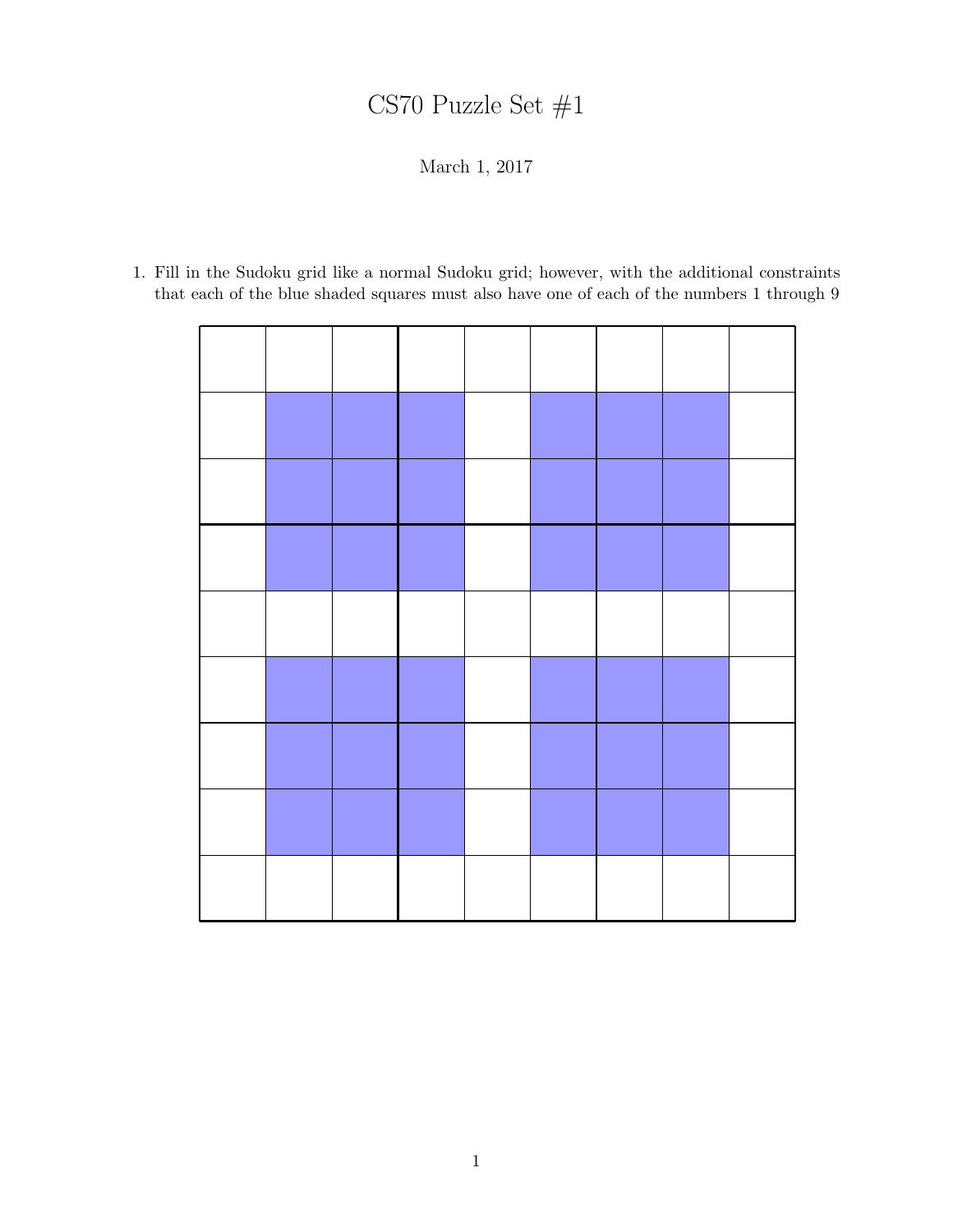# CS70 Puzzle Set #1

March 1, 2017

1. Fill in the Sudoku grid like a normal Sudoku grid; however, with the additional constraints that each of the blue shaded squares must also have one of each of the numbers 1 through 9

| | | | | | | | | |
|---|---|---|---|---|---|---|---|---|
| | | | | | | | | |
| | | | | | | | | |
| | | | | | | | | |
| | | | | | | | | |
| | | | | | | | | |
| | | | | | | | | |
| | | | | | | | | |
| | | | | | | | | |
| | | | | | | | | |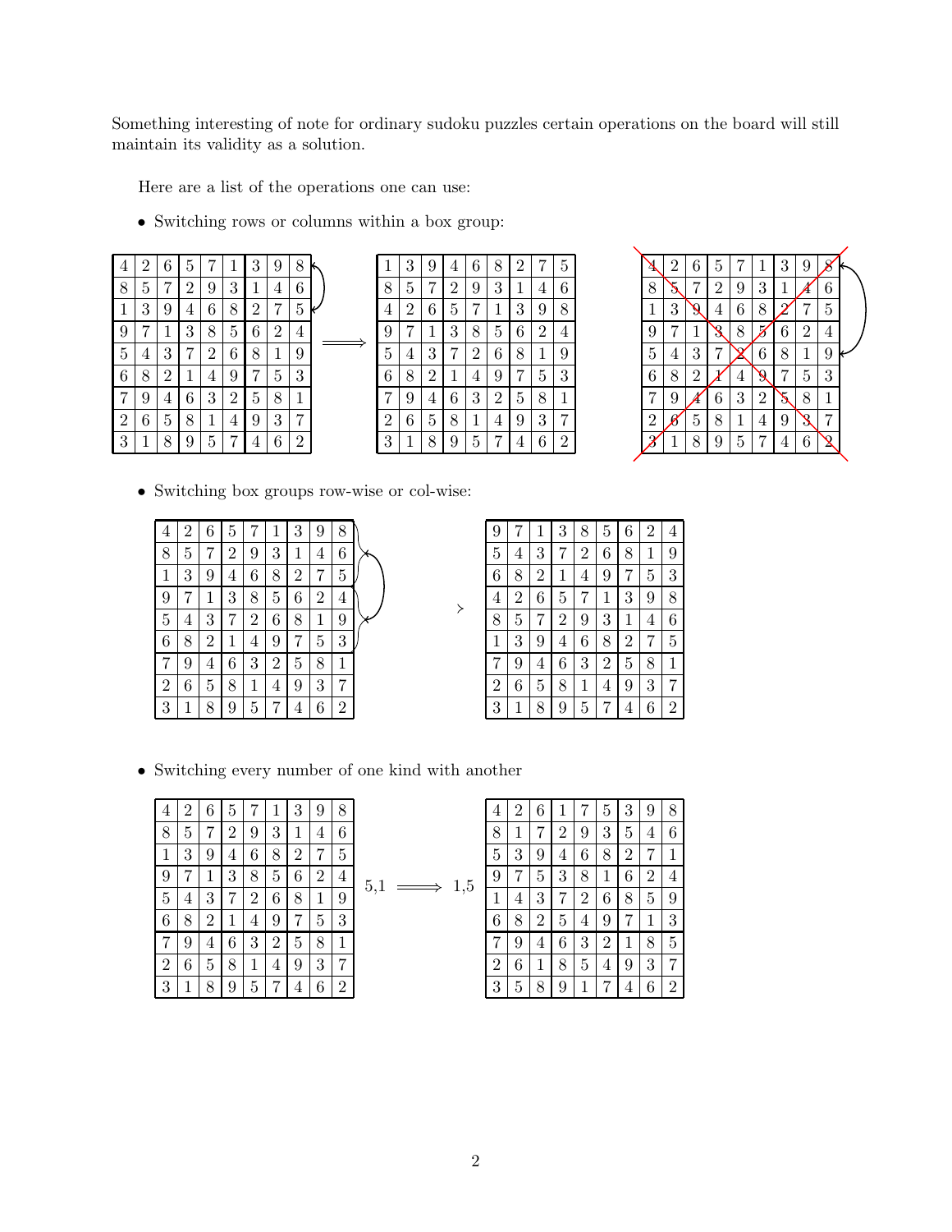Something interesting of note for ordinary sudoku puzzles certain operations on the board will still maintain its validity as a solution.

Here are a list of the operations one can use:

- Switching rows or columns within a box group:

| 4 | 2 | 6 | 5 | 7 | 1 | 3 | 9 | 8 |
|---|---|---|---|---|---|---|---|---|
| 8 | 5 | 7 | 2 | 9 | 3 | 1 | 4 | 6 |
| 1 | 3 | 9 | 4 | 6 | 8 | 2 | 7 | 5 |
| 9 | 7 | 1 | 3 | 8 | 5 | 6 | 2 | 4 |
| 5 | 4 | 3 | 7 | 2 | 6 | 8 | 1 | 9 |
| 6 | 8 | 2 | 1 | 4 | 9 | 7 | 5 | 3 |
| 7 | 9 | 4 | 6 | 3 | 2 | 5 | 8 | 1 |
| 2 | 6 | 5 | 8 | 1 | 4 | 9 | 3 | 7 |
| 3 | 1 | 8 | 9 | 5 | 7 | 4 | 6 | 2 |

$\Longrightarrow$

| 1 | 3 | 9 | 4 | 6 | 8 | 2 | 7 | 5 |
|---|---|---|---|---|---|---|---|---|
| 8 | 5 | 7 | 2 | 9 | 3 | 1 | 4 | 6 |
| 4 | 2 | 6 | 5 | 7 | 1 | 3 | 9 | 8 |
| 9 | 7 | 1 | 3 | 8 | 5 | 6 | 2 | 4 |
| 5 | 4 | 3 | 7 | 2 | 6 | 8 | 1 | 9 |
| 6 | 8 | 2 | 1 | 4 | 9 | 7 | 5 | 3 |
| 7 | 9 | 4 | 6 | 3 | 2 | 5 | 8 | 1 |
| 2 | 6 | 5 | 8 | 1 | 4 | 9 | 3 | 7 |
| 3 | 1 | 8 | 9 | 5 | 7 | 4 | 6 | 2 |

| 4 | 2 | 6 | 5 | 7 | 1 | 3 | 9 | 8 |
|---|---|---|---|---|---|---|---|---|
| 8 | 5 | 7 | 2 | 9 | 3 | 1 | 4 | 6 |
| 1 | 3 | 9 | 4 | 6 | 8 | 2 | 7 | 5 |
| 9 | 7 | 1 | 3 | 8 | 5 | 6 | 2 | 4 |
| 5 | 4 | 3 | 7 | 2 | 6 | 8 | 1 | 9 |
| 6 | 8 | 2 | 1 | 4 | 9 | 7 | 5 | 3 |
| 7 | 9 | 4 | 6 | 3 | 2 | 5 | 8 | 1 |
| 2 | 6 | 5 | 8 | 1 | 4 | 9 | 3 | 7 |
| 3 | 1 | 8 | 9 | 5 | 7 | 4 | 6 | 2 |

- Switching box groups row-wise or col-wise:

| 4 | 2 | 6 | 5 | 7 | 1 | 3 | 9 | 8 |
|---|---|---|---|---|---|---|---|---|
| 8 | 5 | 7 | 2 | 9 | 3 | 1 | 4 | 6 |
| 1 | 3 | 9 | 4 | 6 | 8 | 2 | 7 | 5 |
| 9 | 7 | 1 | 3 | 8 | 5 | 6 | 2 | 4 |
| 5 | 4 | 3 | 7 | 2 | 6 | 8 | 1 | 9 |
| 6 | 8 | 2 | 1 | 4 | 9 | 7 | 5 | 3 |
| 7 | 9 | 4 | 6 | 3 | 2 | 5 | 8 | 1 |
| 2 | 6 | 5 | 8 | 1 | 4 | 9 | 3 | 7 |
| 3 | 1 | 8 | 9 | 5 | 7 | 4 | 6 | 2 |

$\succ$

| 9 | 7 | 1 | 3 | 8 | 5 | 6 | 2 | 4 |
|---|---|---|---|---|---|---|---|---|
| 5 | 4 | 3 | 7 | 2 | 6 | 8 | 1 | 9 |
| 6 | 8 | 2 | 1 | 4 | 9 | 7 | 5 | 3 |
| 4 | 2 | 6 | 5 | 7 | 1 | 3 | 9 | 8 |
| 8 | 5 | 7 | 2 | 9 | 3 | 1 | 4 | 6 |
| 1 | 3 | 9 | 4 | 6 | 8 | 2 | 7 | 5 |
| 7 | 9 | 4 | 6 | 3 | 2 | 5 | 8 | 1 |
| 2 | 6 | 5 | 8 | 1 | 4 | 9 | 3 | 7 |
| 3 | 1 | 8 | 9 | 5 | 7 | 4 | 6 | 2 |

- Switching every number of one kind with another

| 4 | 2 | 6 | 5 | 7 | 1 | 3 | 9 | 8 |
|---|---|---|---|---|---|---|---|---|
| 8 | 5 | 7 | 2 | 9 | 3 | 1 | 4 | 6 |
| 1 | 3 | 9 | 4 | 6 | 8 | 2 | 7 | 5 |
| 9 | 7 | 1 | 3 | 8 | 5 | 6 | 2 | 4 |
| 5 | 4 | 3 | 7 | 2 | 6 | 8 | 1 | 9 |
| 6 | 8 | 2 | 1 | 4 | 9 | 7 | 5 | 3 |
| 7 | 9 | 4 | 6 | 3 | 2 | 5 | 8 | 1 |
| 2 | 6 | 5 | 8 | 1 | 4 | 9 | 3 | 7 |
| 3 | 1 | 8 | 9 | 5 | 7 | 4 | 6 | 2 |

5,1 $\Longrightarrow$ 1,5

| 4 | 2 | 6 | 1 | 7 | 5 | 3 | 9 | 8 |
|---|---|---|---|---|---|---|---|---|
| 8 | 1 | 7 | 2 | 9 | 3 | 5 | 4 | 6 |
| 5 | 3 | 9 | 4 | 6 | 8 | 2 | 7 | 1 |
| 9 | 7 | 5 | 3 | 8 | 1 | 6 | 2 | 4 |
| 1 | 4 | 3 | 7 | 2 | 6 | 8 | 5 | 9 |
| 6 | 8 | 2 | 5 | 4 | 9 | 7 | 1 | 3 |
| 7 | 9 | 4 | 6 | 3 | 2 | 1 | 8 | 5 |
| 2 | 6 | 1 | 8 | 5 | 4 | 9 | 3 | 7 |
| 3 | 5 | 8 | 9 | 1 | 7 | 4 | 6 | 2 |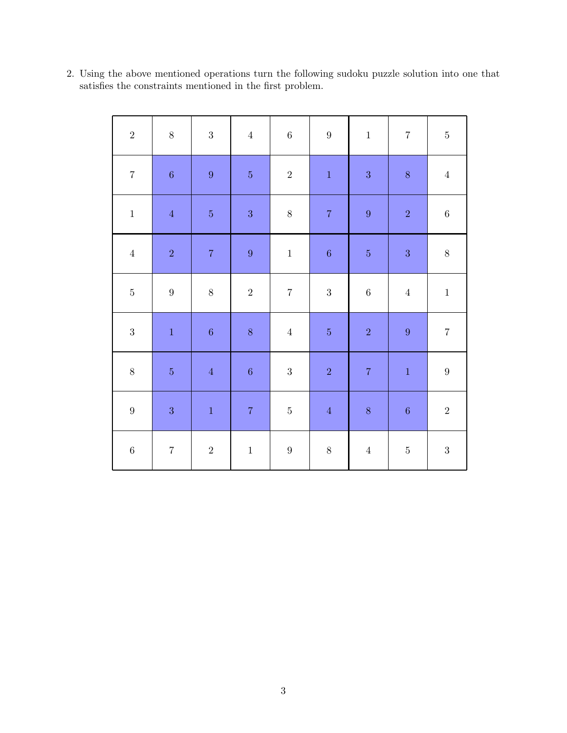2. Using the above mentioned operations turn the following sudoku puzzle solution into one that satisfies the constraints mentioned in the first problem.

| | | | | | | | | |
|---|---|---|---|---|---|---|---|---|
| 2 | 8 | 3 | 4 | 6 | 9 | 1 | 7 | 5 |
| 7 | 6 | 9 | 5 | 2 | 1 | 3 | 8 | 4 |
| 1 | 4 | 5 | 3 | 8 | 7 | 9 | 2 | 6 |
| 4 | 2 | 7 | 9 | 1 | 6 | 5 | 3 | 8 |
| 5 | 9 | 8 | 2 | 7 | 3 | 6 | 4 | 1 |
| 3 | 1 | 6 | 8 | 4 | 5 | 2 | 9 | 7 |
| 8 | 5 | 4 | 6 | 3 | 2 | 7 | 1 | 9 |
| 9 | 3 | 1 | 7 | 5 | 4 | 8 | 6 | 2 |
| 6 | 7 | 2 | 1 | 9 | 8 | 4 | 5 | 3 |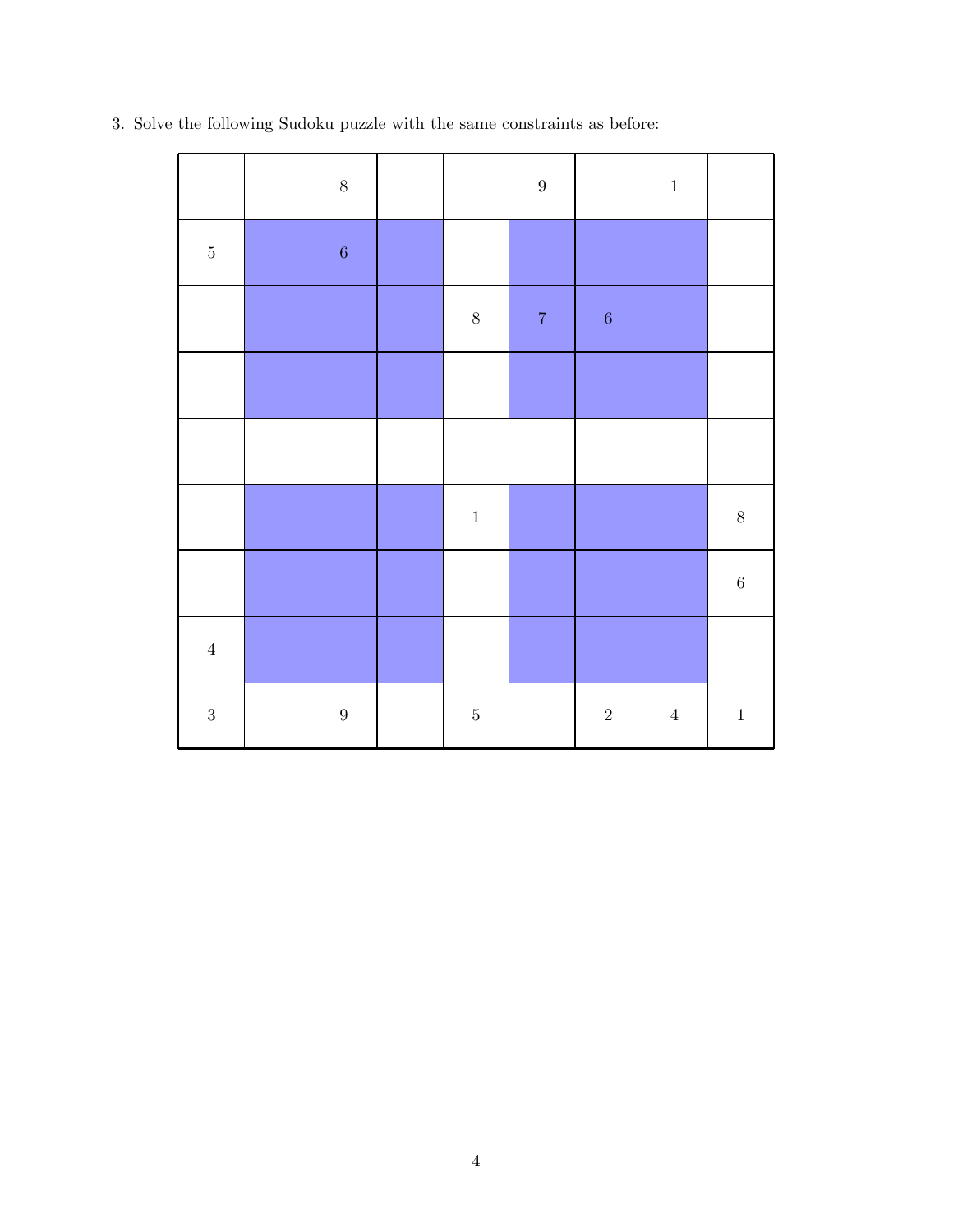3. Solve the following Sudoku puzzle with the same constraints as before:

| | | | | | | | | |
|---|---|---|---|---|---|---|---|---|
| | | 8 | | | 9 | | 1 | |
| 5 | | 6 | | | | | | |
| | | | | 8 | 7 | 6 | | |
| | | | | | | | | |
| | | | | | | | | |
| | | | | 1 | | | | 8 |
| | | | | | | | | 6 |
| 4 | | | | | | | | |
| 3 | | 9 | | 5 | | 2 | 4 | 1 |